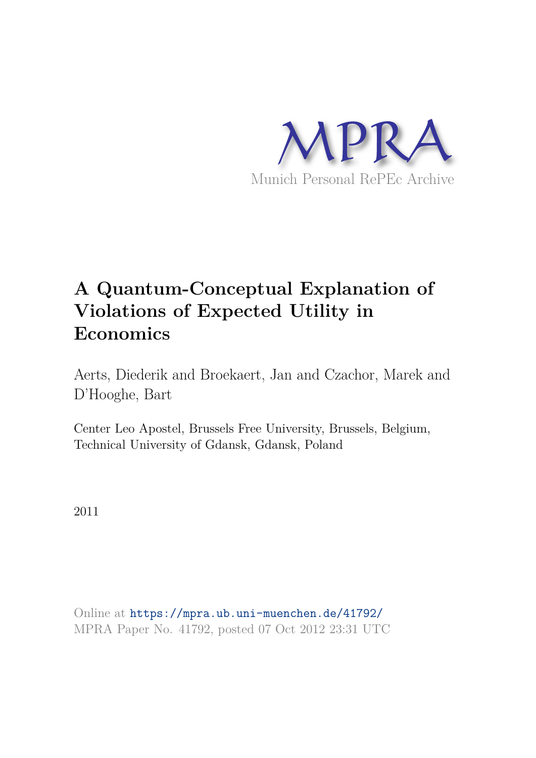MPRA

Munich Personal RePEc Archive

# A Quantum-Conceptual Explanation of Violations of Expected Utility in Economics

Aerts, Diederik and Broekaert, Jan and Czachor, Marek and D'Hooghe, Bart

Center Leo Apostel, Brussels Free University, Brussels, Belgium, Technical University of Gdansk, Gdansk, Poland

2011

Online at https://mpra.ub.uni-muenchen.de/41792/
MPRA Paper No. 41792, posted 07 Oct 2012 23:31 UTC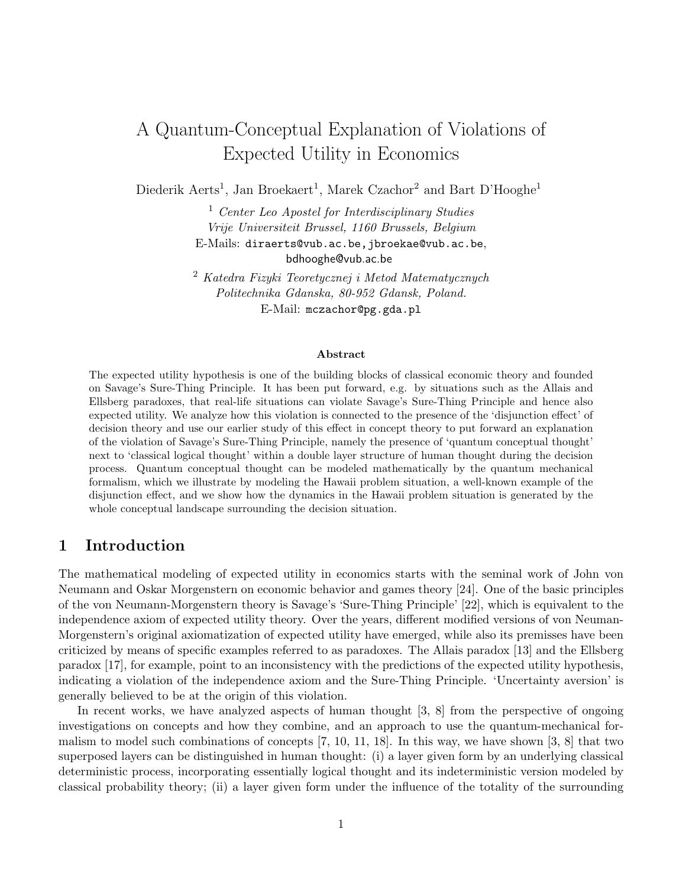# A Quantum-Conceptual Explanation of Violations of Expected Utility in Economics

Diederik Aerts[1], Jan Broekaert[1], Marek Czachor[2] and Bart D'Hooghe[1]

[1] *Center Leo Apostel for Interdisciplinary Studies*
*Vrije Universiteit Brussel, 1160 Brussels, Belgium*
E-Mails: diraerts@vub.ac.be, jbroekae@vub.ac.be, bdhooghe@vub.ac.be

[2] *Katedra Fizyki Teoretycznej i Metod Matematycznych*
*Politechnika Gdanska, 80-952 Gdansk, Poland.*
E-Mail: mczachor@pg.gda.pl

**Abstract**

The expected utility hypothesis is one of the building blocks of classical economic theory and founded on Savage's Sure-Thing Principle. It has been put forward, e.g. by situations such as the Allais and Ellsberg paradoxes, that real-life situations can violate Savage's Sure-Thing Principle and hence also expected utility. We analyze how this violation is connected to the presence of the 'disjunction effect' of decision theory and use our earlier study of this effect in concept theory to put forward an explanation of the violation of Savage's Sure-Thing Principle, namely the presence of 'quantum conceptual thought' next to 'classical logical thought' within a double layer structure of human thought during the decision process. Quantum conceptual thought can be modeled mathematically by the quantum mechanical formalism, which we illustrate by modeling the Hawaii problem situation, a well-known example of the disjunction effect, and we show how the dynamics in the Hawaii problem situation is generated by the whole conceptual landscape surrounding the decision situation.

## 1 Introduction

The mathematical modeling of expected utility in economics starts with the seminal work of John von Neumann and Oskar Morgenstern on economic behavior and games theory [24]. One of the basic principles of the von Neumann-Morgenstern theory is Savage's 'Sure-Thing Principle' [22], which is equivalent to the independence axiom of expected utility theory. Over the years, different modified versions of von Neuman-Morgenstern's original axiomatization of expected utility have emerged, while also its premisses have been criticized by means of specific examples referred to as paradoxes. The Allais paradox [13] and the Ellsberg paradox [17], for example, point to an inconsistency with the predictions of the expected utility hypothesis, indicating a violation of the independence axiom and the Sure-Thing Principle. 'Uncertainty aversion' is generally believed to be at the origin of this violation.

In recent works, we have analyzed aspects of human thought [3, 8] from the perspective of ongoing investigations on concepts and how they combine, and an approach to use the quantum-mechanical formalism to model such combinations of concepts [7, 10, 11, 18]. In this way, we have shown [3, 8] that two superposed layers can be distinguished in human thought: (i) a layer given form by an underlying classical deterministic process, incorporating essentially logical thought and its indeterministic version modeled by classical probability theory; (ii) a layer given form under the influence of the totality of the surrounding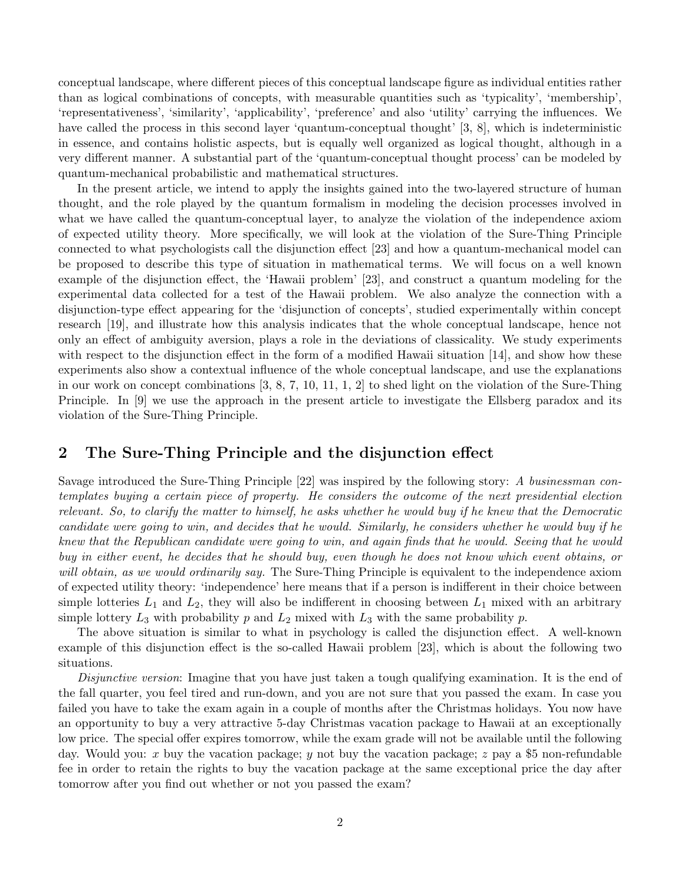conceptual landscape, where different pieces of this conceptual landscape figure as individual entities rather than as logical combinations of concepts, with measurable quantities such as 'typicality', 'membership', 'representativeness', 'similarity', 'applicability', 'preference' and also 'utility' carrying the influences. We have called the process in this second layer 'quantum-conceptual thought' [3, 8], which is indeterministic in essence, and contains holistic aspects, but is equally well organized as logical thought, although in a very different manner. A substantial part of the 'quantum-conceptual thought process' can be modeled by quantum-mechanical probabilistic and mathematical structures.

In the present article, we intend to apply the insights gained into the two-layered structure of human thought, and the role played by the quantum formalism in modeling the decision processes involved in what we have called the quantum-conceptual layer, to analyze the violation of the independence axiom of expected utility theory. More specifically, we will look at the violation of the Sure-Thing Principle connected to what psychologists call the disjunction effect [23] and how a quantum-mechanical model can be proposed to describe this type of situation in mathematical terms. We will focus on a well known example of the disjunction effect, the 'Hawaii problem' [23], and construct a quantum modeling for the experimental data collected for a test of the Hawaii problem. We also analyze the connection with a disjunction-type effect appearing for the 'disjunction of concepts', studied experimentally within concept research [19], and illustrate how this analysis indicates that the whole conceptual landscape, hence not only an effect of ambiguity aversion, plays a role in the deviations of classicality. We study experiments with respect to the disjunction effect in the form of a modified Hawaii situation [14], and show how these experiments also show a contextual influence of the whole conceptual landscape, and use the explanations in our work on concept combinations [3, 8, 7, 10, 11, 1, 2] to shed light on the violation of the Sure-Thing Principle. In [9] we use the approach in the present article to investigate the Ellsberg paradox and its violation of the Sure-Thing Principle.

## 2 The Sure-Thing Principle and the disjunction effect

Savage introduced the Sure-Thing Principle [22] was inspired by the following story: *A businessman contemplates buying a certain piece of property. He considers the outcome of the next presidential election relevant. So, to clarify the matter to himself, he asks whether he would buy if he knew that the Democratic candidate were going to win, and decides that he would. Similarly, he considers whether he would buy if he knew that the Republican candidate were going to win, and again finds that he would. Seeing that he would buy in either event, he decides that he should buy, even though he does not know which event obtains, or will obtain, as we would ordinarily say.* The Sure-Thing Principle is equivalent to the independence axiom of expected utility theory: 'independence' here means that if a person is indifferent in their choice between simple lotteries $L_1$ and $L_2$, they will also be indifferent in choosing between $L_1$ mixed with an arbitrary simple lottery $L_3$ with probability $p$ and $L_2$ mixed with $L_3$ with the same probability $p$.

The above situation is similar to what in psychology is called the disjunction effect. A well-known example of this disjunction effect is the so-called Hawaii problem [23], which is about the following two situations.

*Disjunctive version*: Imagine that you have just taken a tough qualifying examination. It is the end of the fall quarter, you feel tired and run-down, and you are not sure that you passed the exam. In case you failed you have to take the exam again in a couple of months after the Christmas holidays. You now have an opportunity to buy a very attractive 5-day Christmas vacation package to Hawaii at an exceptionally low price. The special offer expires tomorrow, while the exam grade will not be available until the following day. Would you: $x$ buy the vacation package; $y$ not buy the vacation package; $z$ pay a \$5 non-refundable fee in order to retain the rights to buy the vacation package at the same exceptional price the day after tomorrow after you find out whether or not you passed the exam?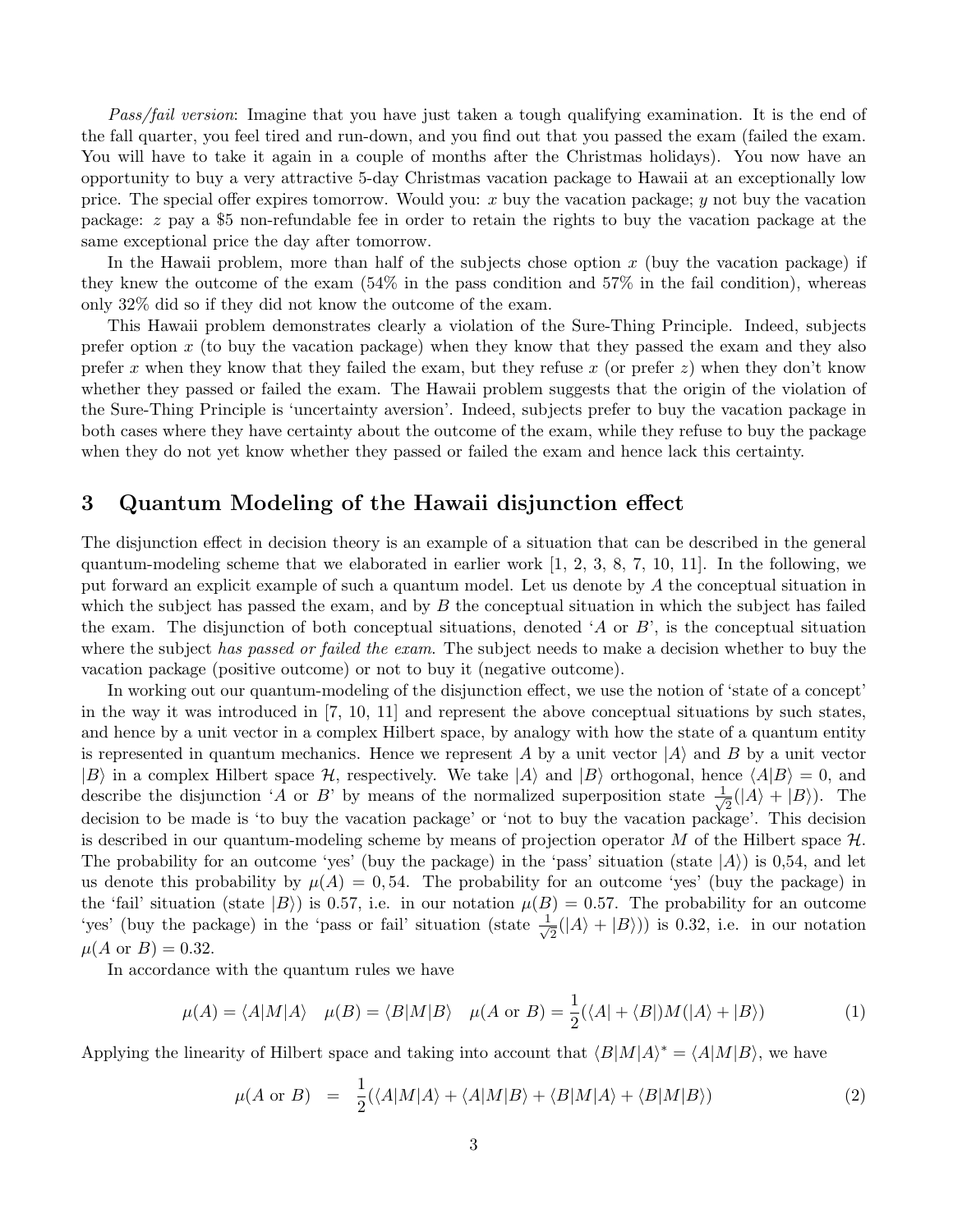*Pass/fail version*: Imagine that you have just taken a tough qualifying examination. It is the end of the fall quarter, you feel tired and run-down, and you find out that you passed the exam (failed the exam. You will have to take it again in a couple of months after the Christmas holidays). You now have an opportunity to buy a very attractive 5-day Christmas vacation package to Hawaii at an exceptionally low price. The special offer expires tomorrow. Would you: $x$ buy the vacation package; $y$ not buy the vacation package: $z$ pay a \$5 non-refundable fee in order to retain the rights to buy the vacation package at the same exceptional price the day after tomorrow.

In the Hawaii problem, more than half of the subjects chose option $x$ (buy the vacation package) if they knew the outcome of the exam (54% in the pass condition and 57% in the fail condition), whereas only 32% did so if they did not know the outcome of the exam.

This Hawaii problem demonstrates clearly a violation of the Sure-Thing Principle. Indeed, subjects prefer option $x$ (to buy the vacation package) when they know that they passed the exam and they also prefer $x$ when they know that they failed the exam, but they refuse $x$ (or prefer $z$) when they don't know whether they passed or failed the exam. The Hawaii problem suggests that the origin of the violation of the Sure-Thing Principle is 'uncertainty aversion'. Indeed, subjects prefer to buy the vacation package in both cases where they have certainty about the outcome of the exam, while they refuse to buy the package when they do not yet know whether they passed or failed the exam and hence lack this certainty.

## 3 Quantum Modeling of the Hawaii disjunction effect

The disjunction effect in decision theory is an example of a situation that can be described in the general quantum-modeling scheme that we elaborated in earlier work [1, 2, 3, 8, 7, 10, 11]. In the following, we put forward an explicit example of such a quantum model. Let us denote by $A$ the conceptual situation in which the subject has passed the exam, and by $B$ the conceptual situation in which the subject has failed the exam. The disjunction of both conceptual situations, denoted '$A$ or $B$', is the conceptual situation where the subject *has passed or failed the exam*. The subject needs to make a decision whether to buy the vacation package (positive outcome) or not to buy it (negative outcome).

In working out our quantum-modeling of the disjunction effect, we use the notion of 'state of a concept' in the way it was introduced in [7, 10, 11] and represent the above conceptual situations by such states, and hence by a unit vector in a complex Hilbert space, by analogy with how the state of a quantum entity is represented in quantum mechanics. Hence we represent $A$ by a unit vector $|A\rangle$ and $B$ by a unit vector $|B\rangle$ in a complex Hilbert space $\mathcal{H}$, respectively. We take $|A\rangle$ and $|B\rangle$ orthogonal, hence $\langle A|B\rangle = 0$, and describe the disjunction '$A$ or $B$' by means of the normalized superposition state $\frac{1}{\sqrt{2}}(|A\rangle + |B\rangle)$. The decision to be made is 'to buy the vacation package' or 'not to buy the vacation package'. This decision is described in our quantum-modeling scheme by means of projection operator $M$ of the Hilbert space $\mathcal{H}$. The probability for an outcome 'yes' (buy the package) in the 'pass' situation (state $|A\rangle$) is 0,54, and let us denote this probability by $\mu(A) = 0,54$. The probability for an outcome 'yes' (buy the package) in the 'fail' situation (state $|B\rangle$) is 0.57, i.e. in our notation $\mu(B) = 0.57$. The probability for an outcome 'yes' (buy the package) in the 'pass or fail' situation (state $\frac{1}{\sqrt{2}}(|A\rangle + |B\rangle)$) is 0.32, i.e. in our notation $\mu(A \text{ or } B) = 0.32$.

In accordance with the quantum rules we have

$$\mu(A) = \langle A|M|A\rangle \quad \mu(B) = \langle B|M|B\rangle \quad \mu(A \text{ or } B) = \frac{1}{2}(\langle A| + \langle B|)M(|A\rangle + |B\rangle) \tag{1}$$

Applying the linearity of Hilbert space and taking into account that $\langle B|M|A\rangle^* = \langle A|M|B\rangle$, we have

$$\mu(A \text{ or } B) = \frac{1}{2}(\langle A|M|A\rangle + \langle A|M|B\rangle + \langle B|M|A\rangle + \langle B|M|B\rangle) \tag{2}$$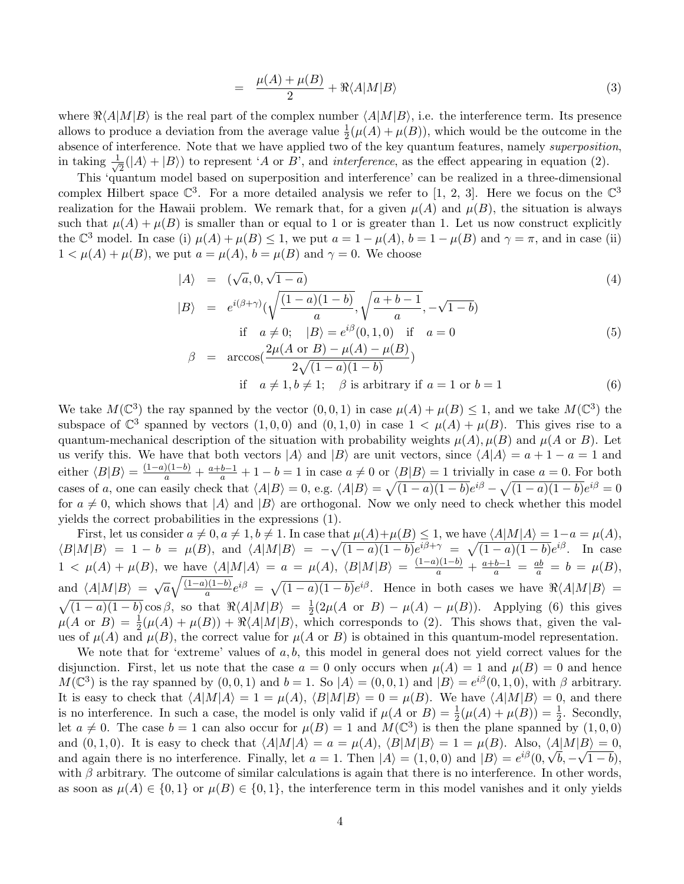$$= \frac{\mu(A) + \mu(B)}{2} + \Re\langle A|M|B\rangle \tag{3}$$

where $\Re\langle A|M|B\rangle$ is the real part of the complex number $\langle A|M|B\rangle$, i.e. the interference term. Its presence allows to produce a deviation from the average value $\frac{1}{2}(\mu(A) + \mu(B))$, which would be the outcome in the absence of interference. Note that we have applied two of the key quantum features, namely *superposition*, in taking $\frac{1}{\sqrt{2}}(|A\rangle + |B\rangle)$ to represent '*A* or *B*', and *interference*, as the effect appearing in equation (2).

This 'quantum model based on superposition and interference' can be realized in a three-dimensional complex Hilbert space $\mathbb{C}^3$. For a more detailed analysis we refer to [1, 2, 3]. Here we focus on the $\mathbb{C}^3$ realization for the Hawaii problem. We remark that, for a given $\mu(A)$ and $\mu(B)$, the situation is always such that $\mu(A) + \mu(B)$ is smaller than or equal to 1 or is greater than 1. Let us now construct explicitly the $\mathbb{C}^3$ model. In case (i) $\mu(A) + \mu(B) \leq 1$, we put $a = 1 - \mu(A)$, $b = 1 - \mu(B)$ and $\gamma = \pi$, and in case (ii) $1 < \mu(A) + \mu(B)$, we put $a = \mu(A)$, $b = \mu(B)$ and $\gamma = 0$. We choose

$$|A\rangle = (\sqrt{a}, 0, \sqrt{1-a}) \tag{4}$$

$$|B\rangle = e^{i(\beta+\gamma)}\left(\sqrt{\frac{(1-a)(1-b)}{a}}, \sqrt{\frac{a+b-1}{a}}, -\sqrt{1-b}\right)$$
$$\text{if} \quad a \neq 0; \quad |B\rangle = e^{i\beta}(0,1,0) \quad \text{if} \quad a = 0 \tag{5}$$

$$\beta = \arccos\left(\frac{2\mu(A \text{ or } B) - \mu(A) - \mu(B)}{2\sqrt{(1-a)(1-b)}}\right)$$
$$\text{if} \quad a \neq 1, b \neq 1; \quad \beta \text{ is arbitrary if } a = 1 \text{ or } b = 1 \tag{6}$$

We take $M(\mathbb{C}^3)$ the ray spanned by the vector $(0,0,1)$ in case $\mu(A) + \mu(B) \leq 1$, and we take $M(\mathbb{C}^3)$ the subspace of $\mathbb{C}^3$ spanned by vectors $(1,0,0)$ and $(0,1,0)$ in case $1 < \mu(A) + \mu(B)$. This gives rise to a quantum-mechanical description of the situation with probability weights $\mu(A), \mu(B)$ and $\mu(A \text{ or } B)$. Let us verify this. We have that both vectors $|A\rangle$ and $|B\rangle$ are unit vectors, since $\langle A|A\rangle = a + 1 - a = 1$ and either $\langle B|B\rangle = \frac{(1-a)(1-b)}{a} + \frac{a+b-1}{a} + 1 - b = 1$ in case $a \neq 0$ or $\langle B|B\rangle = 1$ trivially in case $a = 0$. For both cases of $a$, one can easily check that $\langle A|B\rangle = 0$, e.g. $\langle A|B\rangle = \sqrt{(1-a)(1-b)}e^{i\beta} - \sqrt{(1-a)(1-b)}e^{i\beta} = 0$ for $a \neq 0$, which shows that $|A\rangle$ and $|B\rangle$ are orthogonal. Now we only need to check whether this model yields the correct probabilities in the expressions (1).

First, let us consider $a \neq 0, a \neq 1, b \neq 1$. In case that $\mu(A)+\mu(B) \leq 1$, we have $\langle A|M|A\rangle = 1-a = \mu(A)$, $\langle B|M|B\rangle = 1 - b = \mu(B)$, and $\langle A|M|B\rangle = -\sqrt{(1-a)(1-b)}e^{i\beta+\gamma} = \sqrt{(1-a)(1-b)}e^{i\beta}$. In case $1 < \mu(A) + \mu(B)$, we have $\langle A|M|A\rangle = a = \mu(A)$, $\langle B|M|B\rangle = \frac{(1-a)(1-b)}{a} + \frac{a+b-1}{a} = \frac{ab}{a} = b = \mu(B)$, and $\langle A|M|B\rangle = \sqrt{a}\sqrt{\frac{(1-a)(1-b)}{a}}e^{i\beta} = \sqrt{(1-a)(1-b)}e^{i\beta}$. Hence in both cases we have $\Re\langle A|M|B\rangle = \sqrt{(1-a)(1-b)}\cos\beta$, so that $\Re\langle A|M|B\rangle = \frac{1}{2}(2\mu(A \text{ or } B) - \mu(A) - \mu(B))$. Applying (6) this gives $\mu(A \text{ or } B) = \frac{1}{2}(\mu(A) + \mu(B)) + \Re\langle A|M|B\rangle$, which corresponds to (2). This shows that, given the values of $\mu(A)$ and $\mu(B)$, the correct value for $\mu(A \text{ or } B)$ is obtained in this quantum-model representation.

We note that for 'extreme' values of $a, b$, this model in general does not yield correct values for the disjunction. First, let us note that the case $a = 0$ only occurs when $\mu(A) = 1$ and $\mu(B) = 0$ and hence $M(\mathbb{C}^3)$ is the ray spanned by $(0,0,1)$ and $b = 1$. So $|A\rangle = (0,0,1)$ and $|B\rangle = e^{i\beta}(0,1,0)$, with $\beta$ arbitrary. It is easy to check that $\langle A|M|A\rangle = 1 = \mu(A)$, $\langle B|M|B\rangle = 0 = \mu(B)$. We have $\langle A|M|B\rangle = 0$, and there is no interference. In such a case, the model is only valid if $\mu(A \text{ or } B) = \frac{1}{2}(\mu(A) + \mu(B)) = \frac{1}{2}$. Secondly, let $a \neq 0$. The case $b = 1$ can also occur for $\mu(B) = 1$ and $M(\mathbb{C}^3)$ is then the plane spanned by $(1,0,0)$ and $(0,1,0)$. It is easy to check that $\langle A|M|A\rangle = a = \mu(A)$, $\langle B|M|B\rangle = 1 = \mu(B)$. Also, $\langle A|M|B\rangle = 0$, and again there is no interference. Finally, let $a = 1$. Then $|A\rangle = (1,0,0)$ and $|B\rangle = e^{i\beta}(0, \sqrt{b}, -\sqrt{1-b})$, with $\beta$ arbitrary. The outcome of similar calculations is again that there is no interference. In other words, as soon as $\mu(A) \in \{0,1\}$ or $\mu(B) \in \{0,1\}$, the interference term in this model vanishes and it only yields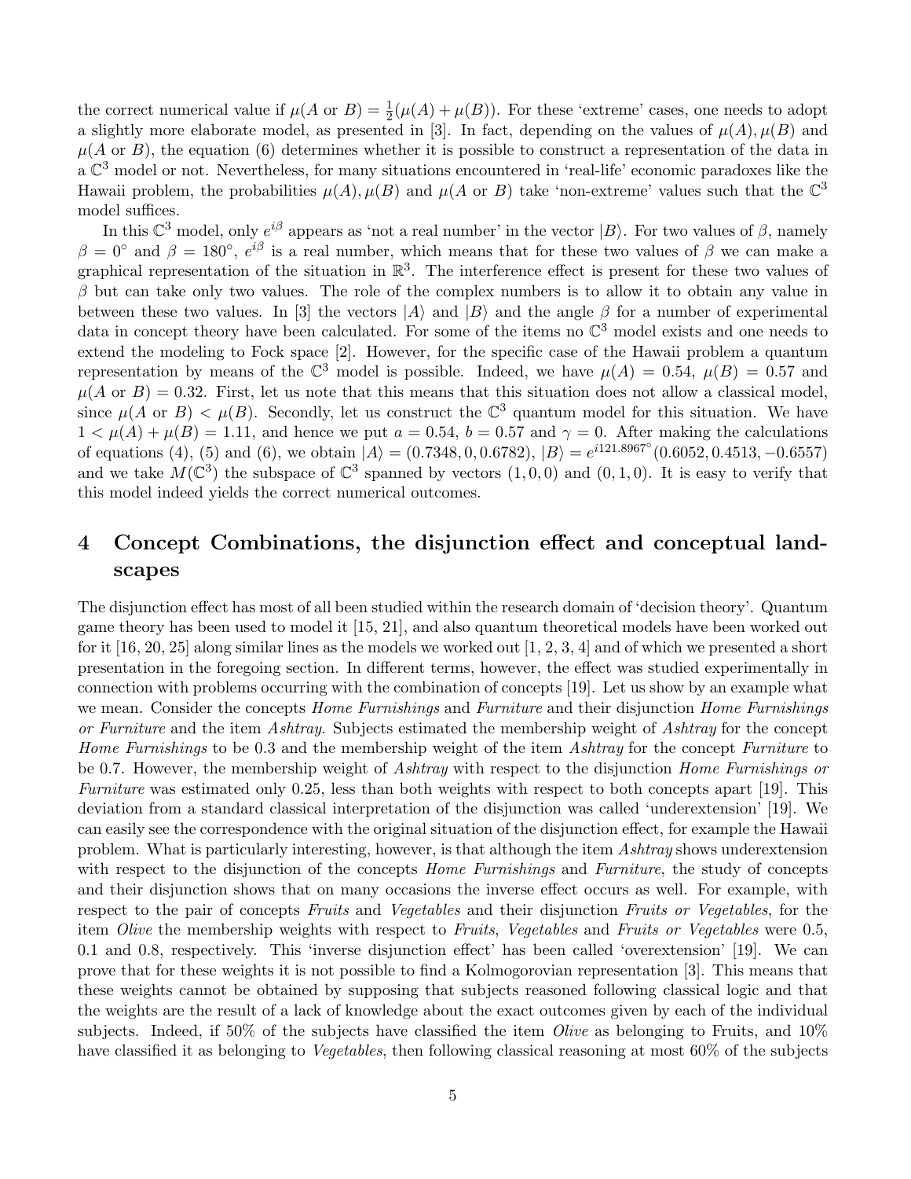the correct numerical value if $\mu(A \text{ or } B) = \frac{1}{2}(\mu(A) + \mu(B))$. For these 'extreme' cases, one needs to adopt a slightly more elaborate model, as presented in [3]. In fact, depending on the values of $\mu(A), \mu(B)$ and $\mu(A \text{ or } B)$, the equation (6) determines whether it is possible to construct a representation of the data in a $\mathbb{C}^3$ model or not. Nevertheless, for many situations encountered in 'real-life' economic paradoxes like the Hawaii problem, the probabilities $\mu(A), \mu(B)$ and $\mu(A \text{ or } B)$ take 'non-extreme' values such that the $\mathbb{C}^3$ model suffices.

In this $\mathbb{C}^3$ model, only $e^{i\beta}$ appears as 'not a real number' in the vector $|B\rangle$. For two values of $\beta$, namely $\beta = 0°$ and $\beta = 180°$, $e^{i\beta}$ is a real number, which means that for these two values of $\beta$ we can make a graphical representation of the situation in $\mathbb{R}^3$. The interference effect is present for these two values of $\beta$ but can take only two values. The role of the complex numbers is to allow it to obtain any value in between these two values. In [3] the vectors $|A\rangle$ and $|B\rangle$ and the angle $\beta$ for a number of experimental data in concept theory have been calculated. For some of the items no $\mathbb{C}^3$ model exists and one needs to extend the modeling to Fock space [2]. However, for the specific case of the Hawaii problem a quantum representation by means of the $\mathbb{C}^3$ model is possible. Indeed, we have $\mu(A) = 0.54$, $\mu(B) = 0.57$ and $\mu(A \text{ or } B) = 0.32$. First, let us note that this means that this situation does not allow a classical model, since $\mu(A \text{ or } B) < \mu(B)$. Secondly, let us construct the $\mathbb{C}^3$ quantum model for this situation. We have $1 < \mu(A) + \mu(B) = 1.11$, and hence we put $a = 0.54$, $b = 0.57$ and $\gamma = 0$. After making the calculations of equations (4), (5) and (6), we obtain $|A\rangle = (0.7348, 0, 0.6782)$, $|B\rangle = e^{i121.8967°}(0.6052, 0.4513, -0.6557)$ and we take $M(\mathbb{C}^3)$ the subspace of $\mathbb{C}^3$ spanned by vectors $(1, 0, 0)$ and $(0, 1, 0)$. It is easy to verify that this model indeed yields the correct numerical outcomes.

## 4 Concept Combinations, the disjunction effect and conceptual landscapes

The disjunction effect has most of all been studied within the research domain of 'decision theory'. Quantum game theory has been used to model it [15, 21], and also quantum theoretical models have been worked out for it [16, 20, 25] along similar lines as the models we worked out [1, 2, 3, 4] and of which we presented a short presentation in the foregoing section. In different terms, however, the effect was studied experimentally in connection with problems occurring with the combination of concepts [19]. Let us show by an example what we mean. Consider the concepts *Home Furnishings* and *Furniture* and their disjunction *Home Furnishings or Furniture* and the item *Ashtray*. Subjects estimated the membership weight of *Ashtray* for the concept *Home Furnishings* to be 0.3 and the membership weight of the item *Ashtray* for the concept *Furniture* to be 0.7. However, the membership weight of *Ashtray* with respect to the disjunction *Home Furnishings or Furniture* was estimated only 0.25, less than both weights with respect to both concepts apart [19]. This deviation from a standard classical interpretation of the disjunction was called 'underextension' [19]. We can easily see the correspondence with the original situation of the disjunction effect, for example the Hawaii problem. What is particularly interesting, however, is that although the item *Ashtray* shows underextension with respect to the disjunction of the concepts *Home Furnishings* and *Furniture*, the study of concepts and their disjunction shows that on many occasions the inverse effect occurs as well. For example, with respect to the pair of concepts *Fruits* and *Vegetables* and their disjunction *Fruits or Vegetables*, for the item *Olive* the membership weights with respect to *Fruits*, *Vegetables* and *Fruits or Vegetables* were 0.5, 0.1 and 0.8, respectively. This 'inverse disjunction effect' has been called 'overextension' [19]. We can prove that for these weights it is not possible to find a Kolmogorovian representation [3]. This means that these weights cannot be obtained by supposing that subjects reasoned following classical logic and that the weights are the result of a lack of knowledge about the exact outcomes given by each of the individual subjects. Indeed, if 50% of the subjects have classified the item *Olive* as belonging to Fruits, and 10% have classified it as belonging to *Vegetables*, then following classical reasoning at most 60% of the subjects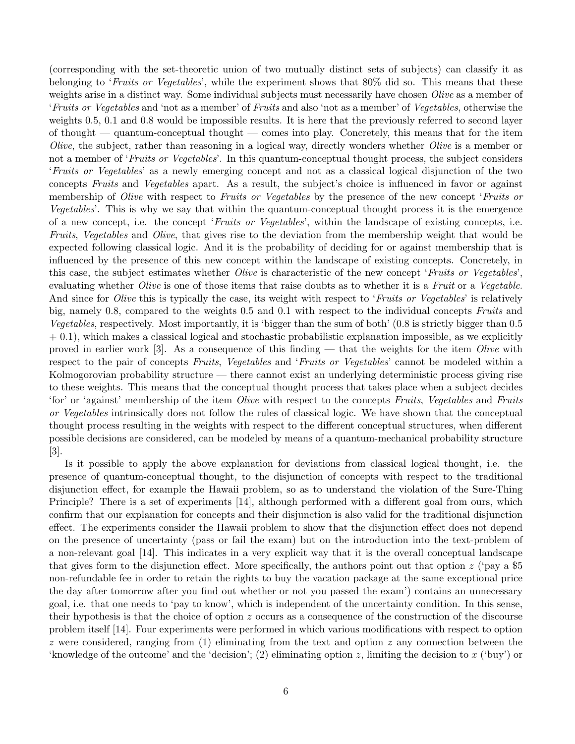(corresponding with the set-theoretic union of two mutually distinct sets of subjects) can classify it as belonging to '*Fruits or Vegetables*', while the experiment shows that 80% did so. This means that these weights arise in a distinct way. Some individual subjects must necessarily have chosen *Olive* as a member of '*Fruits or Vegetables* and 'not as a member' of *Fruits* and also 'not as a member' of *Vegetables*, otherwise the weights 0.5, 0.1 and 0.8 would be impossible results. It is here that the previously referred to second layer of thought — quantum-conceptual thought — comes into play. Concretely, this means that for the item *Olive*, the subject, rather than reasoning in a logical way, directly wonders whether *Olive* is a member or not a member of '*Fruits or Vegetables*'. In this quantum-conceptual thought process, the subject considers '*Fruits or Vegetables*' as a newly emerging concept and not as a classical logical disjunction of the two concepts *Fruits* and *Vegetables* apart. As a result, the subject's choice is influenced in favor or against membership of *Olive* with respect to *Fruits or Vegetables* by the presence of the new concept '*Fruits or Vegetables*'. This is why we say that within the quantum-conceptual thought process it is the emergence of a new concept, i.e. the concept '*Fruits or Vegetables*', within the landscape of existing concepts, i.e. *Fruits*, *Vegetables* and *Olive*, that gives rise to the deviation from the membership weight that would be expected following classical logic. And it is the probability of deciding for or against membership that is influenced by the presence of this new concept within the landscape of existing concepts. Concretely, in this case, the subject estimates whether *Olive* is characteristic of the new concept '*Fruits or Vegetables*', evaluating whether *Olive* is one of those items that raise doubts as to whether it is a *Fruit* or a *Vegetable*. And since for *Olive* this is typically the case, its weight with respect to '*Fruits or Vegetables*' is relatively big, namely 0.8, compared to the weights 0.5 and 0.1 with respect to the individual concepts *Fruits* and *Vegetables*, respectively. Most importantly, it is 'bigger than the sum of both' (0.8 is strictly bigger than 0.5 + 0.1), which makes a classical logical and stochastic probabilistic explanation impossible, as we explicitly proved in earlier work [3]. As a consequence of this finding — that the weights for the item *Olive* with respect to the pair of concepts *Fruits*, *Vegetables* and '*Fruits or Vegetables*' cannot be modeled within a Kolmogorovian probability structure — there cannot exist an underlying deterministic process giving rise to these weights. This means that the conceptual thought process that takes place when a subject decides 'for' or 'against' membership of the item *Olive* with respect to the concepts *Fruits*, *Vegetables* and *Fruits or Vegetables* intrinsically does not follow the rules of classical logic. We have shown that the conceptual thought process resulting in the weights with respect to the different conceptual structures, when different possible decisions are considered, can be modeled by means of a quantum-mechanical probability structure [3].

Is it possible to apply the above explanation for deviations from classical logical thought, i.e. the presence of quantum-conceptual thought, to the disjunction of concepts with respect to the traditional disjunction effect, for example the Hawaii problem, so as to understand the violation of the Sure-Thing Principle? There is a set of experiments [14], although performed with a different goal from ours, which confirm that our explanation for concepts and their disjunction is also valid for the traditional disjunction effect. The experiments consider the Hawaii problem to show that the disjunction effect does not depend on the presence of uncertainty (pass or fail the exam) but on the introduction into the text-problem of a non-relevant goal [14]. This indicates in a very explicit way that it is the overall conceptual landscape that gives form to the disjunction effect. More specifically, the authors point out that option $z$ ('pay a \$5 non-refundable fee in order to retain the rights to buy the vacation package at the same exceptional price the day after tomorrow after you find out whether or not you passed the exam') contains an unnecessary goal, i.e. that one needs to 'pay to know', which is independent of the uncertainty condition. In this sense, their hypothesis is that the choice of option $z$ occurs as a consequence of the construction of the discourse problem itself [14]. Four experiments were performed in which various modifications with respect to option $z$ were considered, ranging from (1) eliminating from the text and option $z$ any connection between the 'knowledge of the outcome' and the 'decision'; (2) eliminating option $z$, limiting the decision to $x$ ('buy') or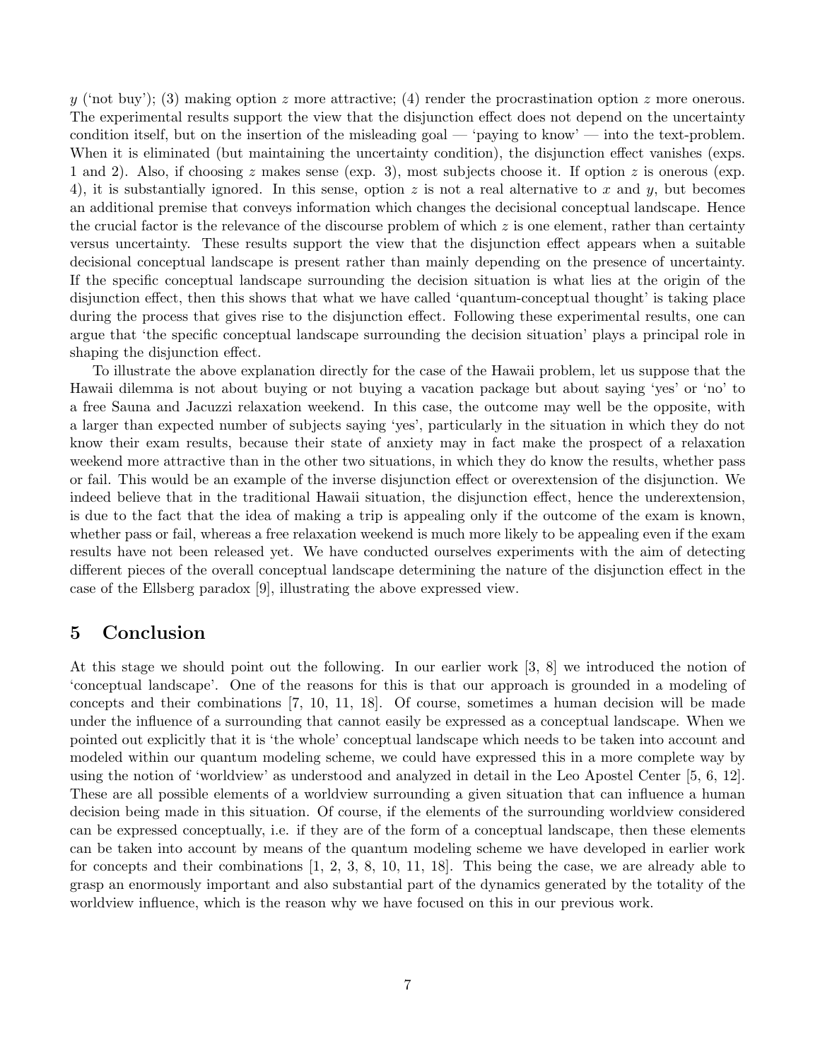$y$ ('not buy'); (3) making option $z$ more attractive; (4) render the procrastination option $z$ more onerous. The experimental results support the view that the disjunction effect does not depend on the uncertainty condition itself, but on the insertion of the misleading goal — 'paying to know' — into the text-problem. When it is eliminated (but maintaining the uncertainty condition), the disjunction effect vanishes (exps. 1 and 2). Also, if choosing $z$ makes sense (exp. 3), most subjects choose it. If option $z$ is onerous (exp. 4), it is substantially ignored. In this sense, option $z$ is not a real alternative to $x$ and $y$, but becomes an additional premise that conveys information which changes the decisional conceptual landscape. Hence the crucial factor is the relevance of the discourse problem of which $z$ is one element, rather than certainty versus uncertainty. These results support the view that the disjunction effect appears when a suitable decisional conceptual landscape is present rather than mainly depending on the presence of uncertainty. If the specific conceptual landscape surrounding the decision situation is what lies at the origin of the disjunction effect, then this shows that what we have called 'quantum-conceptual thought' is taking place during the process that gives rise to the disjunction effect. Following these experimental results, one can argue that 'the specific conceptual landscape surrounding the decision situation' plays a principal role in shaping the disjunction effect.

To illustrate the above explanation directly for the case of the Hawaii problem, let us suppose that the Hawaii dilemma is not about buying or not buying a vacation package but about saying 'yes' or 'no' to a free Sauna and Jacuzzi relaxation weekend. In this case, the outcome may well be the opposite, with a larger than expected number of subjects saying 'yes', particularly in the situation in which they do not know their exam results, because their state of anxiety may in fact make the prospect of a relaxation weekend more attractive than in the other two situations, in which they do know the results, whether pass or fail. This would be an example of the inverse disjunction effect or overextension of the disjunction. We indeed believe that in the traditional Hawaii situation, the disjunction effect, hence the underextension, is due to the fact that the idea of making a trip is appealing only if the outcome of the exam is known, whether pass or fail, whereas a free relaxation weekend is much more likely to be appealing even if the exam results have not been released yet. We have conducted ourselves experiments with the aim of detecting different pieces of the overall conceptual landscape determining the nature of the disjunction effect in the case of the Ellsberg paradox [9], illustrating the above expressed view.

## 5 Conclusion

At this stage we should point out the following. In our earlier work [3, 8] we introduced the notion of 'conceptual landscape'. One of the reasons for this is that our approach is grounded in a modeling of concepts and their combinations [7, 10, 11, 18]. Of course, sometimes a human decision will be made under the influence of a surrounding that cannot easily be expressed as a conceptual landscape. When we pointed out explicitly that it is 'the whole' conceptual landscape which needs to be taken into account and modeled within our quantum modeling scheme, we could have expressed this in a more complete way by using the notion of 'worldview' as understood and analyzed in detail in the Leo Apostel Center [5, 6, 12]. These are all possible elements of a worldview surrounding a given situation that can influence a human decision being made in this situation. Of course, if the elements of the surrounding worldview considered can be expressed conceptually, i.e. if they are of the form of a conceptual landscape, then these elements can be taken into account by means of the quantum modeling scheme we have developed in earlier work for concepts and their combinations [1, 2, 3, 8, 10, 11, 18]. This being the case, we are already able to grasp an enormously important and also substantial part of the dynamics generated by the totality of the worldview influence, which is the reason why we have focused on this in our previous work.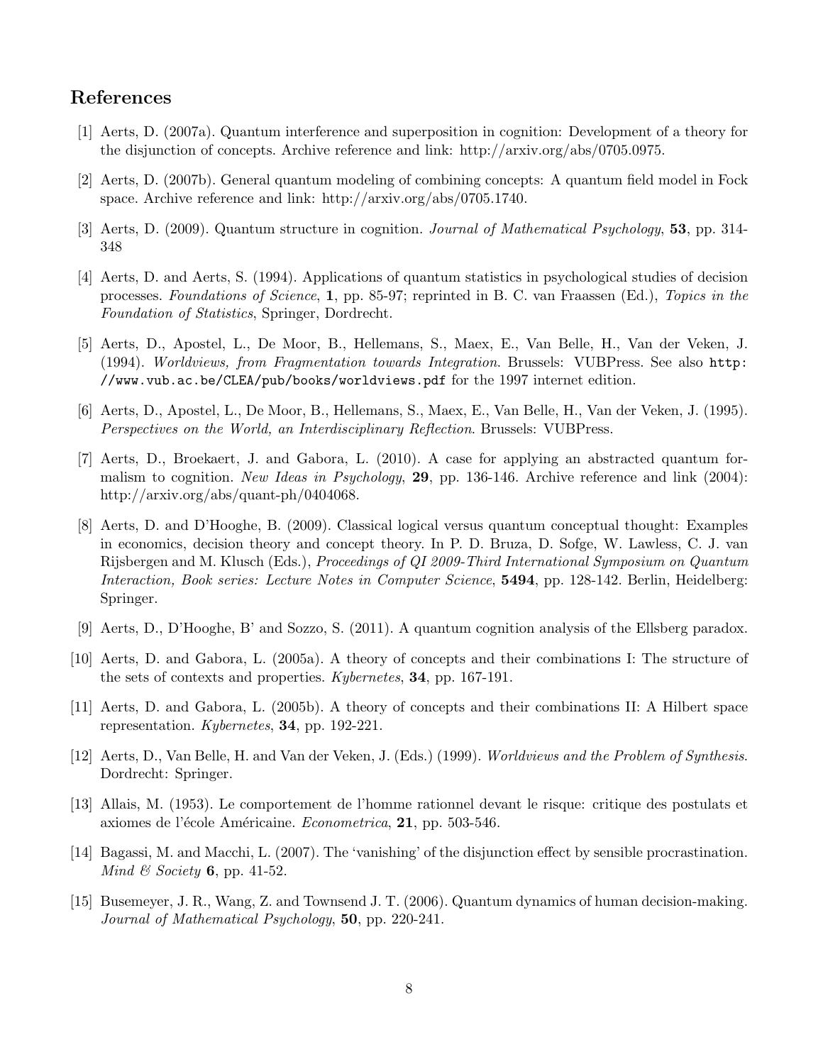## References

[1] Aerts, D. (2007a). Quantum interference and superposition in cognition: Development of a theory for the disjunction of concepts. Archive reference and link: http://arxiv.org/abs/0705.0975.

[2] Aerts, D. (2007b). General quantum modeling of combining concepts: A quantum field model in Fock space. Archive reference and link: http://arxiv.org/abs/0705.1740.

[3] Aerts, D. (2009). Quantum structure in cognition. *Journal of Mathematical Psychology*, **53**, pp. 314-348

[4] Aerts, D. and Aerts, S. (1994). Applications of quantum statistics in psychological studies of decision processes. *Foundations of Science*, **1**, pp. 85-97; reprinted in B. C. van Fraassen (Ed.), *Topics in the Foundation of Statistics*, Springer, Dordrecht.

[5] Aerts, D., Apostel, L., De Moor, B., Hellemans, S., Maex, E., Van Belle, H., Van der Veken, J. (1994). *Worldviews, from Fragmentation towards Integration*. Brussels: VUBPress. See also `http://www.vub.ac.be/CLEA/pub/books/worldviews.pdf` for the 1997 internet edition.

[6] Aerts, D., Apostel, L., De Moor, B., Hellemans, S., Maex, E., Van Belle, H., Van der Veken, J. (1995). *Perspectives on the World, an Interdisciplinary Reflection*. Brussels: VUBPress.

[7] Aerts, D., Broekaert, J. and Gabora, L. (2010). A case for applying an abstracted quantum formalism to cognition. *New Ideas in Psychology*, **29**, pp. 136-146. Archive reference and link (2004): http://arxiv.org/abs/quant-ph/0404068.

[8] Aerts, D. and D'Hooghe, B. (2009). Classical logical versus quantum conceptual thought: Examples in economics, decision theory and concept theory. In P. D. Bruza, D. Sofge, W. Lawless, C. J. van Rijsbergen and M. Klusch (Eds.), *Proceedings of QI 2009-Third International Symposium on Quantum Interaction, Book series: Lecture Notes in Computer Science*, **5494**, pp. 128-142. Berlin, Heidelberg: Springer.

[9] Aerts, D., D'Hooghe, B' and Sozzo, S. (2011). A quantum cognition analysis of the Ellsberg paradox.

[10] Aerts, D. and Gabora, L. (2005a). A theory of concepts and their combinations I: The structure of the sets of contexts and properties. *Kybernetes*, **34**, pp. 167-191.

[11] Aerts, D. and Gabora, L. (2005b). A theory of concepts and their combinations II: A Hilbert space representation. *Kybernetes*, **34**, pp. 192-221.

[12] Aerts, D., Van Belle, H. and Van der Veken, J. (Eds.) (1999). *Worldviews and the Problem of Synthesis*. Dordrecht: Springer.

[13] Allais, M. (1953). Le comportement de l'homme rationnel devant le risque: critique des postulats et axiomes de l'école Américaine. *Econometrica*, **21**, pp. 503-546.

[14] Bagassi, M. and Macchi, L. (2007). The 'vanishing' of the disjunction effect by sensible procrastination. *Mind & Society* **6**, pp. 41-52.

[15] Busemeyer, J. R., Wang, Z. and Townsend J. T. (2006). Quantum dynamics of human decision-making. *Journal of Mathematical Psychology*, **50**, pp. 220-241.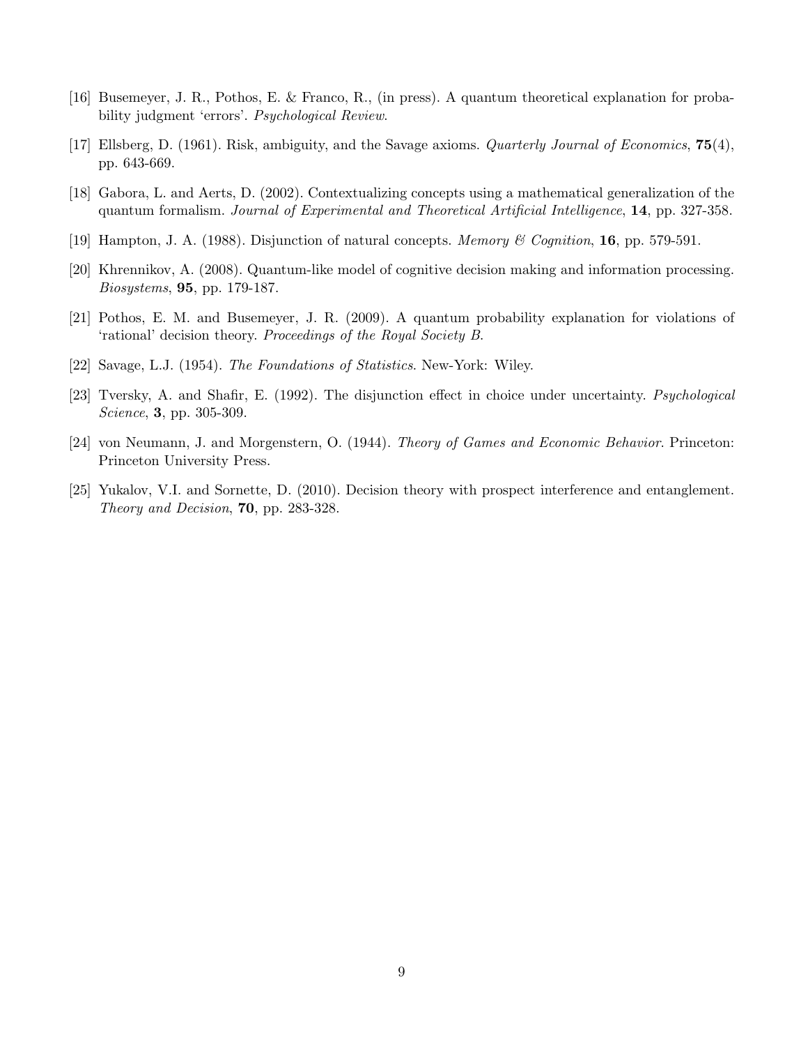[16] Busemeyer, J. R., Pothos, E. & Franco, R., (in press). A quantum theoretical explanation for probability judgment 'errors'. *Psychological Review*.

[17] Ellsberg, D. (1961). Risk, ambiguity, and the Savage axioms. *Quarterly Journal of Economics*, **75**(4), pp. 643-669.

[18] Gabora, L. and Aerts, D. (2002). Contextualizing concepts using a mathematical generalization of the quantum formalism. *Journal of Experimental and Theoretical Artificial Intelligence*, **14**, pp. 327-358.

[19] Hampton, J. A. (1988). Disjunction of natural concepts. *Memory & Cognition*, **16**, pp. 579-591.

[20] Khrennikov, A. (2008). Quantum-like model of cognitive decision making and information processing. *Biosystems*, **95**, pp. 179-187.

[21] Pothos, E. M. and Busemeyer, J. R. (2009). A quantum probability explanation for violations of 'rational' decision theory. *Proceedings of the Royal Society B*.

[22] Savage, L.J. (1954). *The Foundations of Statistics*. New-York: Wiley.

[23] Tversky, A. and Shafir, E. (1992). The disjunction effect in choice under uncertainty. *Psychological Science*, **3**, pp. 305-309.

[24] von Neumann, J. and Morgenstern, O. (1944). *Theory of Games and Economic Behavior*. Princeton: Princeton University Press.

[25] Yukalov, V.I. and Sornette, D. (2010). Decision theory with prospect interference and entanglement. *Theory and Decision*, **70**, pp. 283-328.